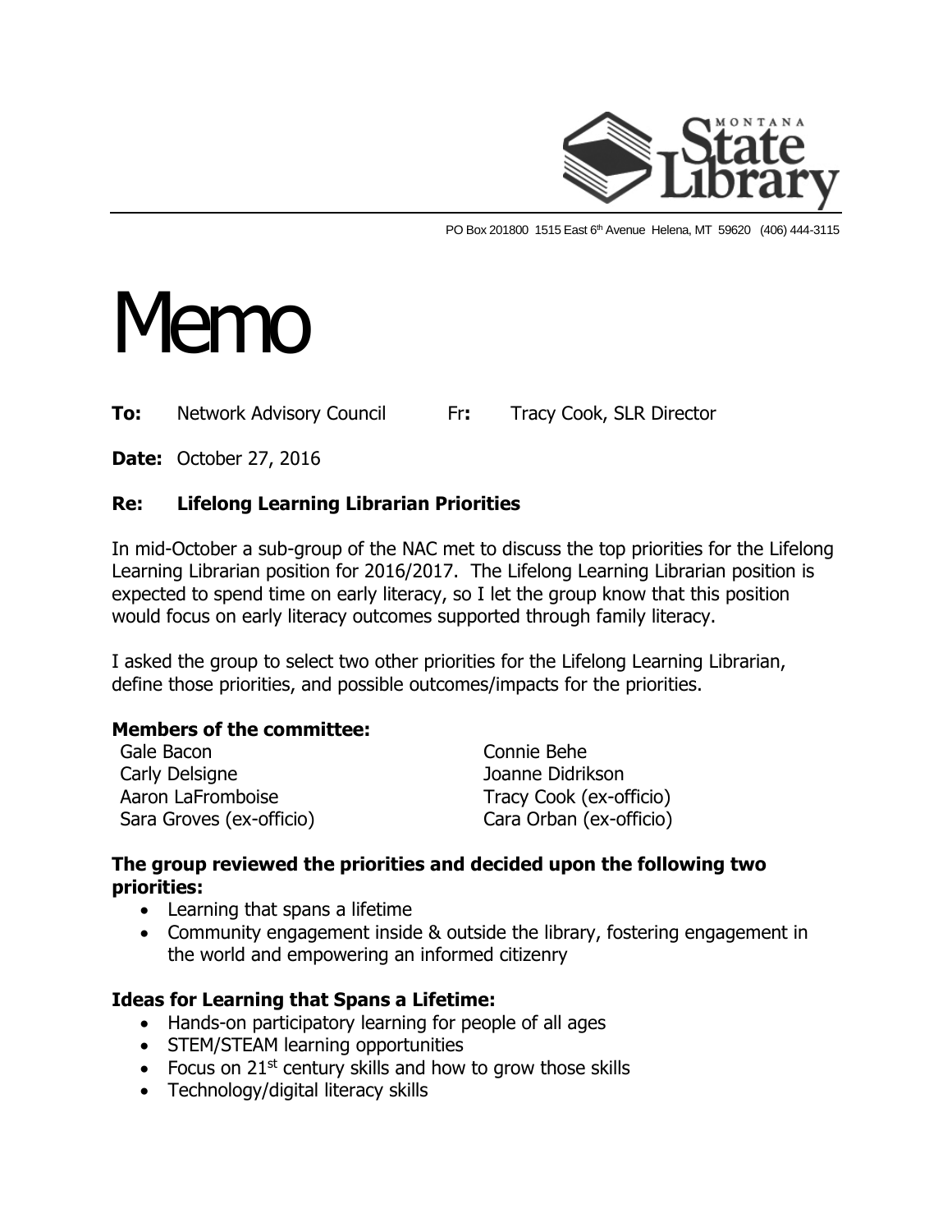PO Box 201800 1515 East 6th Avenue Helena, MT 59620 (406) 444-3115

# Memo

**To:** Network Advisory Council **Fr:** Tracy Cook, SLR Director

**Date:** October 27, 2016

**Re: Lifelong Learning Librarian Priorities**

In mid-October a sub-group of the NAC met to discuss the top priorities for the Lifelong Learning Librarian position for 2016/2017. The Lifelong Learning Librarian position is expected to spend time on early literacy, so I let the group know that this position would focus on early literacy outcomes supported through family literacy.

I asked the group to select two other priorities for the Lifelong Learning Librarian, define those priorities, and possible outcomes/impacts for the priorities.

**Members of the committee:**

Gale Bacon
Carly Delsigne
Aaron LaFromboise
Sara Groves (ex-officio)
Connie Behe
Joanne Didrikson
Tracy Cook (ex-officio)
Cara Orban (ex-officio)

**The group reviewed the priorities and decided upon the following two priorities:**

- Learning that spans a lifetime
- Community engagement inside & outside the library, fostering engagement in the world and empowering an informed citizenry

**Ideas for Learning that Spans a Lifetime:**

- Hands-on participatory learning for people of all ages
- STEM/STEAM learning opportunities
- Focus on 21st century skills and how to grow those skills
- Technology/digital literacy skills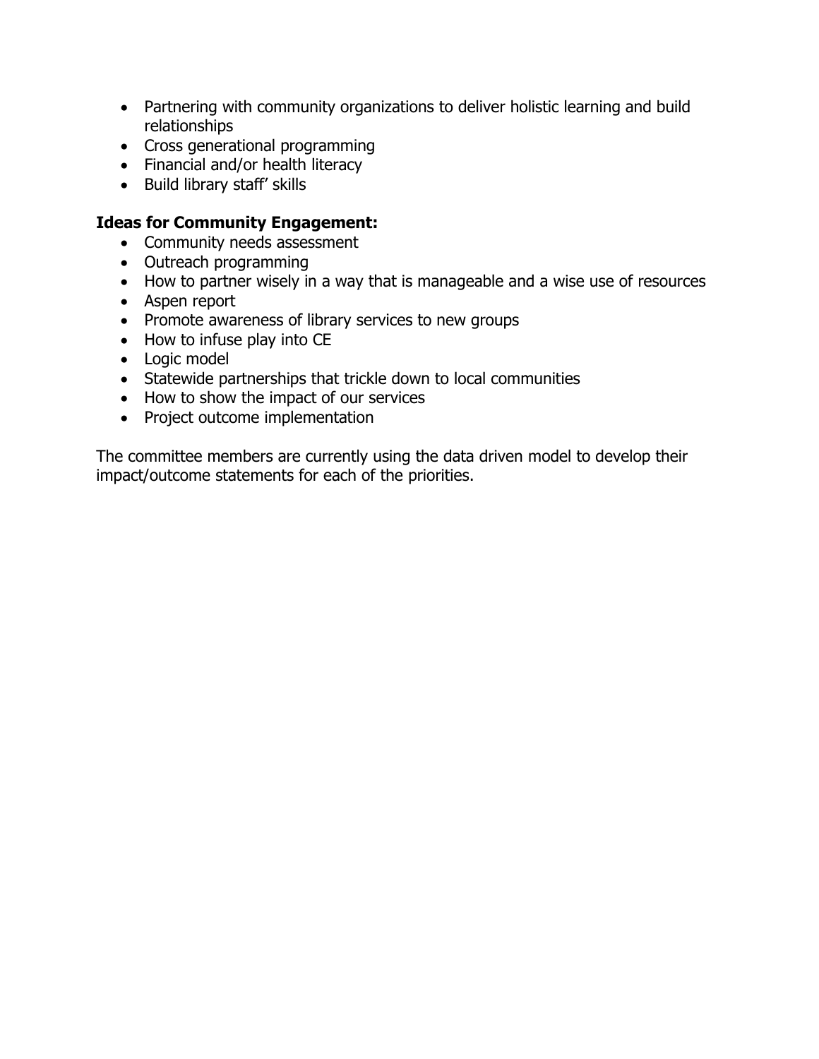- Partnering with community organizations to deliver holistic learning and build relationships
- Cross generational programming
- Financial and/or health literacy
- Build library staff' skills

**Ideas for Community Engagement:**

- Community needs assessment
- Outreach programming
- How to partner wisely in a way that is manageable and a wise use of resources
- Aspen report
- Promote awareness of library services to new groups
- How to infuse play into CE
- Logic model
- Statewide partnerships that trickle down to local communities
- How to show the impact of our services
- Project outcome implementation

The committee members are currently using the data driven model to develop their impact/outcome statements for each of the priorities.